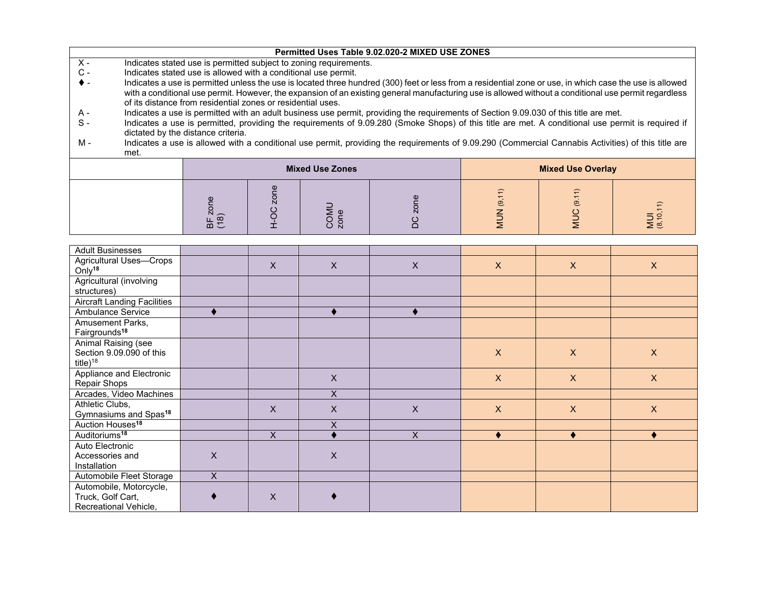**Permitted Uses Table 9.02.020-2 MIXED USE ZONES**

| | |
|---|---|
| X - | Indicates stated use is permitted subject to zoning requirements. |
| C - | Indicates stated use is allowed with a conditional use permit. |
| ♦ - | Indicates a use is permitted unless the use is located three hundred (300) feet or less from a residential zone or use, in which case the use is allowed with a conditional use permit. However, the expansion of an existing general manufacturing use is allowed without a conditional use permit regardless of its distance from residential zones or residential uses. |
| A - | Indicates a use is permitted with an adult business use permit, providing the requirements of Section 9.09.030 of this title are met. |
| S - | Indicates a use is permitted, providing the requirements of 9.09.280 (Smoke Shops) of this title are met. A conditional use permit is required if dictated by the distance criteria. |
| M - | Indicates a use is allowed with a conditional use permit, providing the requirements of 9.09.290 (Commercial Cannabis Activities) of this title are met. |

| | Mixed Use Zones | | | | Mixed Use Overlay | | |
|---|---|---|---|---|---|---|---|
| | BF zone (18) | H-OC zone | COMU zone | DC zone | MUN (9,11) | MUC (9,11) | MUI (8,10,11) |
| Adult Businesses | | | | | | | |
| Agricultural Uses—Crops Only[18] | | X | X | X | X | X | X |
| Agricultural (involving structures) | | | | | | | |
| Aircraft Landing Facilities | | | | | | | |
| Ambulance Service | ♦ | | ♦ | ♦ | | | |
| Amusement Parks, Fairgrounds[18] | | | | | | | |
| Animal Raising (see Section 9.09.090 of this title)[18] | | | | | X | X | X |
| Appliance and Electronic Repair Shops | | | X | | X | X | X |
| Arcades, Video Machines | | | X | | | | |
| Athletic Clubs, Gymnasiums and Spas[18] | | X | X | X | X | X | X |
| Auction Houses[18] | | | X | | | | |
| Auditoriums[18] | | X | ♦ | X | ♦ | ♦ | ♦ |
| Auto Electronic Accessories and Installation | X | | X | | | | |
| Automobile Fleet Storage | X | | | | | | |
| Automobile, Motorcycle, Truck, Golf Cart, Recreational Vehicle, | ♦ | X | ♦ | | | | |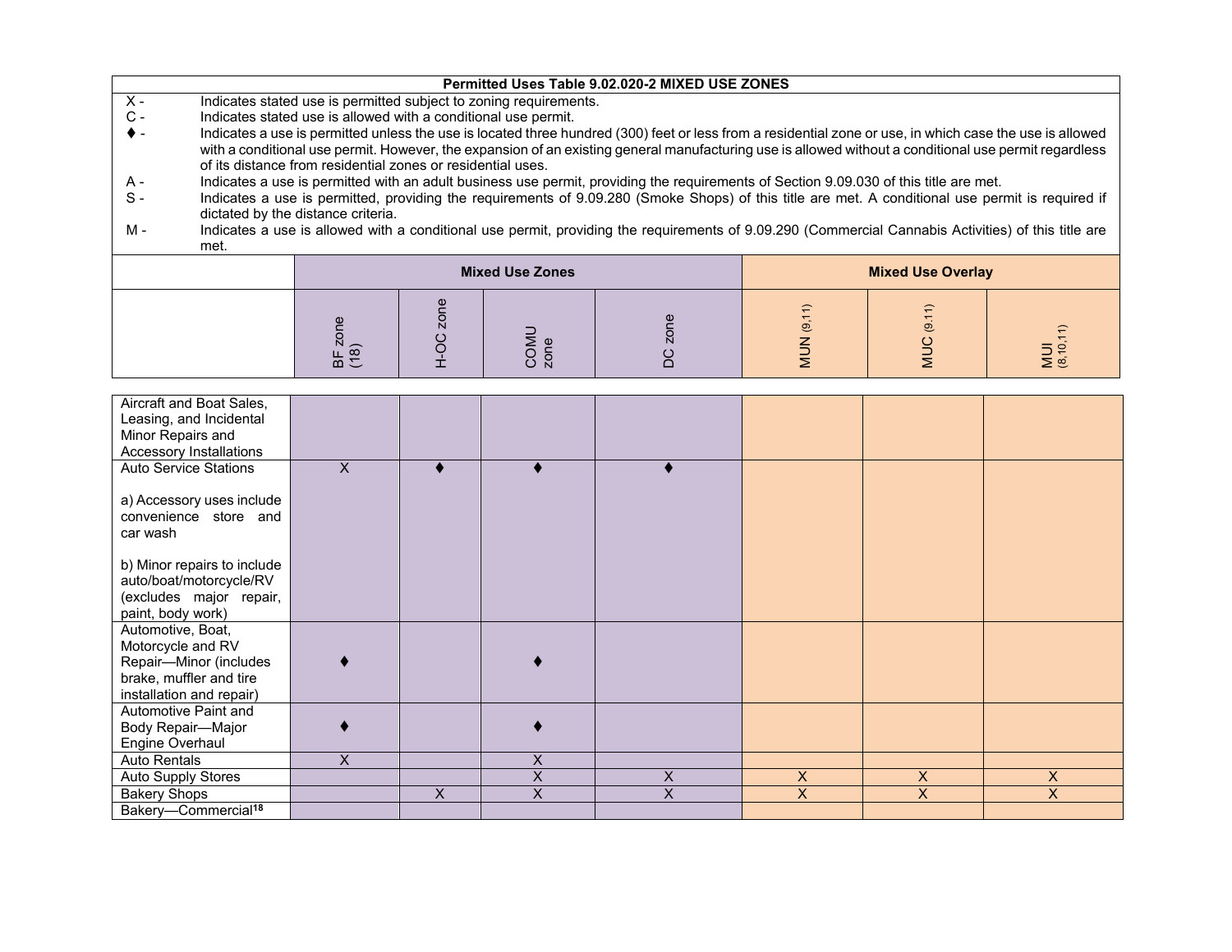**Permitted Uses Table 9.02.020-2 MIXED USE ZONES**

X - Indicates stated use is permitted subject to zoning requirements.

C - Indicates stated use is allowed with a conditional use permit.

♦ - Indicates a use is permitted unless the use is located three hundred (300) feet or less from a residential zone or use, in which case the use is allowed with a conditional use permit. However, the expansion of an existing general manufacturing use is allowed without a conditional use permit regardless of its distance from residential zones or residential uses.

A - Indicates a use is permitted with an adult business use permit, providing the requirements of Section 9.09.030 of this title are met.

S - Indicates a use is permitted, providing the requirements of 9.09.280 (Smoke Shops) of this title are met. A conditional use permit is required if dictated by the distance criteria.

M - Indicates a use is allowed with a conditional use permit, providing the requirements of 9.09.290 (Commercial Cannabis Activities) of this title are met.

| | Mixed Use Zones | | | | Mixed Use Overlay | | |
|---|---|---|---|---|---|---|---|
| | BF zone (18) | H-OC zone | COMU zone | DC zone | MUN (9,11) | MUC (9,11) | MUI (8,10,11) |
| Aircraft and Boat Sales, Leasing, and Incidental Minor Repairs and Accessory Installations | | | | | | | |
| Auto Service Stations<br><br>a) Accessory uses include convenience store and car wash<br><br>b) Minor repairs to include auto/boat/motorcycle/RV (excludes major repair, paint, body work) | X | ♦ | ♦ | ♦ | | | |
| Automotive, Boat, Motorcycle and RV Repair—Minor (includes brake, muffler and tire installation and repair) | ♦ | | ♦ | | | | |
| Automotive Paint and Body Repair—Major Engine Overhaul | ♦ | | ♦ | | | | |
| Auto Rentals | X | | X | | | | |
| Auto Supply Stores | | | X | X | X | X | X |
| Bakery Shops | | X | X | X | X | X | X |
| Bakery—Commercial[18] | | | | | | | |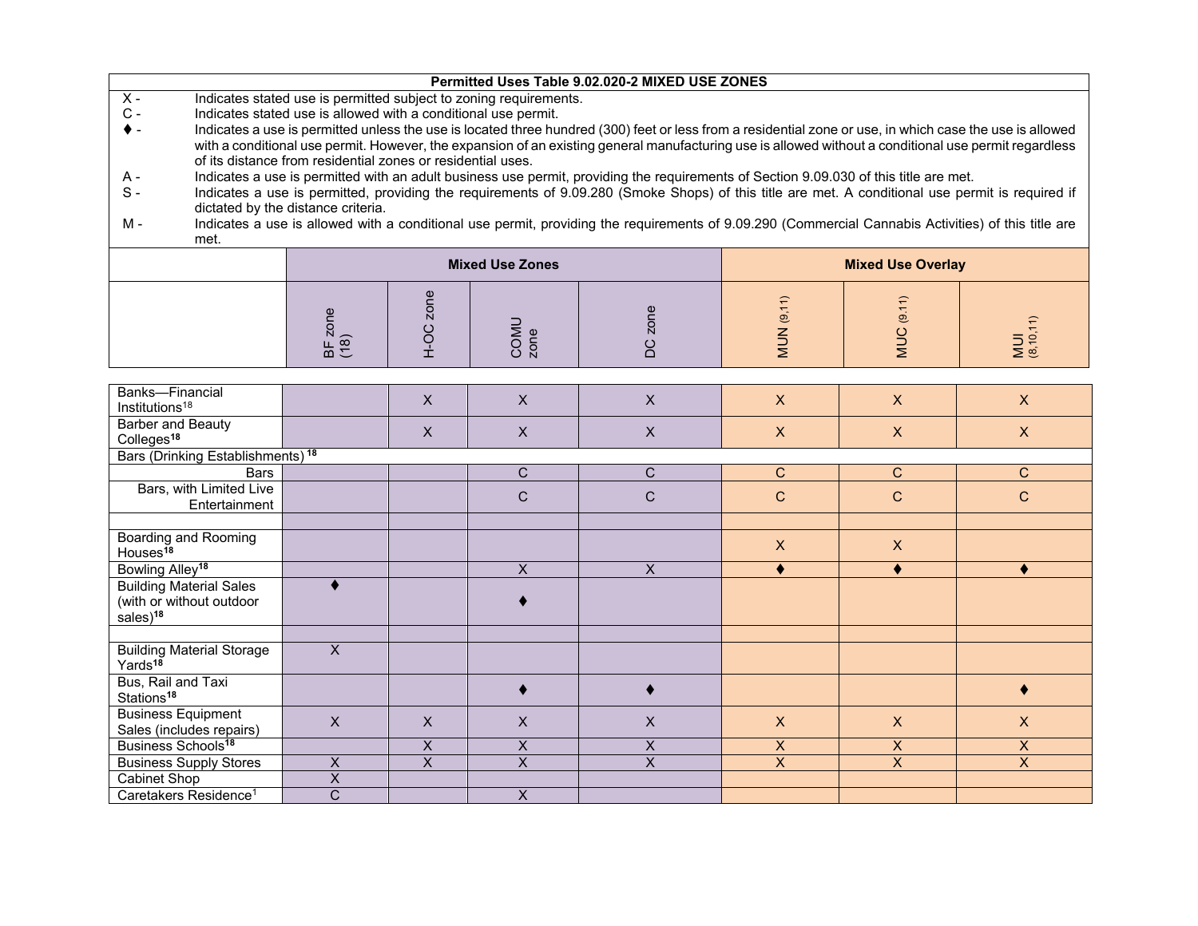**Permitted Uses Table 9.02.020-2 MIXED USE ZONES**

X - Indicates stated use is permitted subject to zoning requirements.
C - Indicates stated use is allowed with a conditional use permit.
♦ - Indicates a use is permitted unless the use is located three hundred (300) feet or less from a residential zone or use, in which case the use is allowed with a conditional use permit. However, the expansion of an existing general manufacturing use is allowed without a conditional use permit regardless of its distance from residential zones or residential uses.
A - Indicates a use is permitted with an adult business use permit, providing the requirements of Section 9.09.030 of this title are met.
S - Indicates a use is permitted, providing the requirements of 9.09.280 (Smoke Shops) of this title are met. A conditional use permit is required if dictated by the distance criteria.
M - Indicates a use is allowed with a conditional use permit, providing the requirements of 9.09.290 (Commercial Cannabis Activities) of this title are met.

| | Mixed Use Zones | | | | Mixed Use Overlay | | |
|---|---|---|---|---|---|---|---|
| | BF zone (18) | H-OC zone | COMU zone | DC zone | MUN (9,11) | MUC (9.11) | MUI (8,10,11) |
| Banks—Financial Institutions[18] | | X | X | X | X | X | X |
| Barber and Beauty Colleges[18] | | X | X | X | X | X | X |
| Bars (Drinking Establishments)[18] | | | | | | | |
| Bars | | | C | C | C | C | C |
| Bars, with Limited Live Entertainment | | | C | C | C | C | C |
| | | | | | | | |
| Boarding and Rooming Houses[18] | | | | | X | X | |
| Bowling Alley[18] | | | X | X | ♦ | ♦ | ♦ |
| Building Material Sales (with or without outdoor sales)[18] | ♦ | | ♦ | | | | |
| | | | | | | | |
| Building Material Storage Yards[18] | X | | | | | | |
| Bus, Rail and Taxi Stations[18] | | | ♦ | ♦ | | | ♦ |
| Business Equipment Sales (includes repairs) | X | X | X | X | X | X | X |
| Business Schools[18] | | X | X | X | X | X | X |
| Business Supply Stores | X | X | X | X | X | X | X |
| Cabinet Shop | X | | | | | | |
| Caretakers Residence[1] | C | | X | | | | |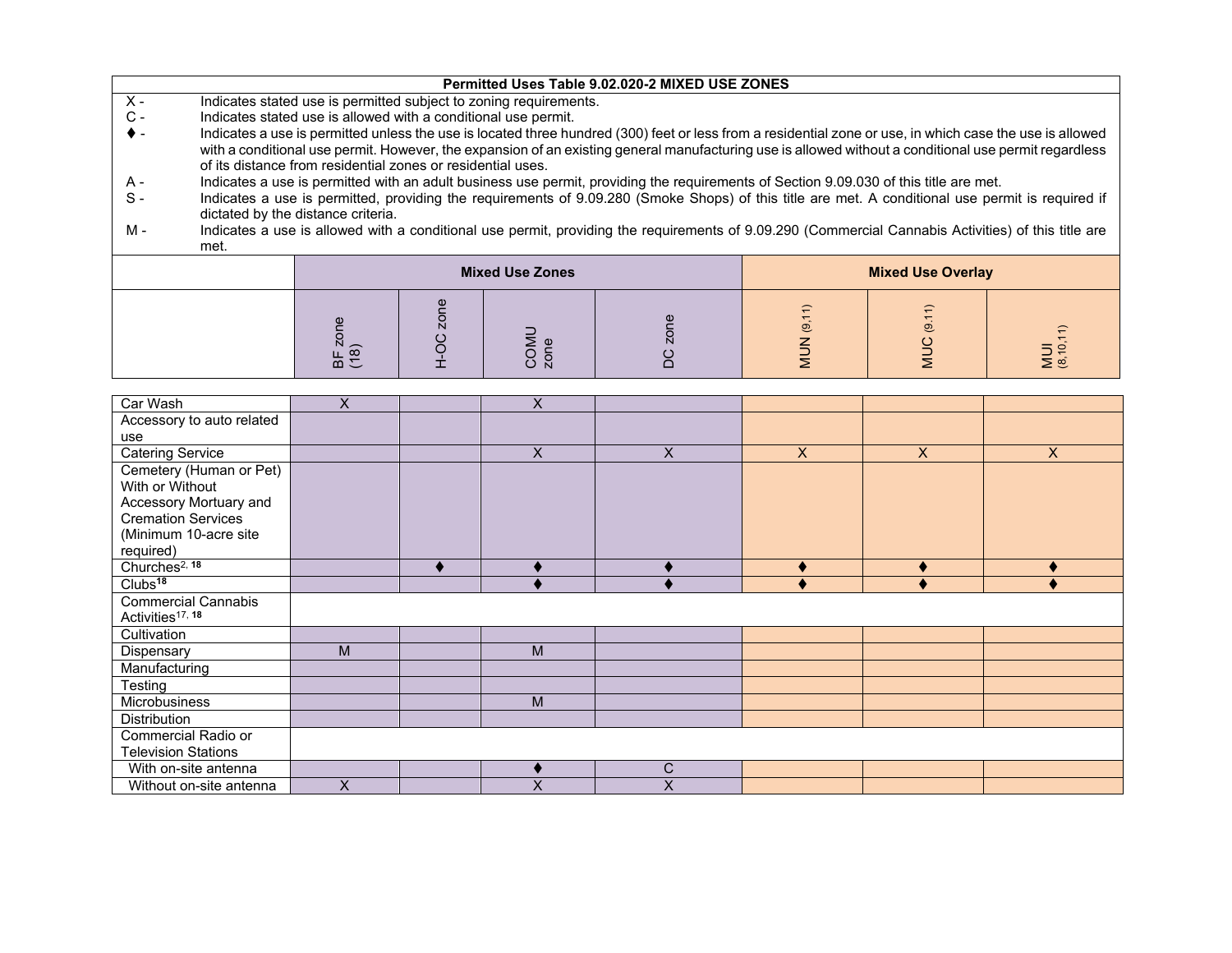**Permitted Uses Table 9.02.020-2 MIXED USE ZONES**

X - Indicates stated use is permitted subject to zoning requirements.
C - Indicates stated use is allowed with a conditional use permit.
♦ - Indicates a use is permitted unless the use is located three hundred (300) feet or less from a residential zone or use, in which case the use is allowed with a conditional use permit. However, the expansion of an existing general manufacturing use is allowed without a conditional use permit regardless of its distance from residential zones or residential uses.
A - Indicates a use is permitted with an adult business use permit, providing the requirements of Section 9.09.030 of this title are met.
S - Indicates a use is permitted, providing the requirements of 9.09.280 (Smoke Shops) of this title are met. A conditional use permit is required if dictated by the distance criteria.
M - Indicates a use is allowed with a conditional use permit, providing the requirements of 9.09.290 (Commercial Cannabis Activities) of this title are met.

| | Mixed Use Zones | | | | Mixed Use Overlay | | |
|---|---|---|---|---|---|---|---|
| | BF zone (18) | H-OC zone | COMU zone | DC zone | MUN (9,11) | MUC (9,11) | MUI (8,10,11) |
| Car Wash | X | | X | | | | |
| Accessory to auto related use | | | | | | | |
| Catering Service | | | X | X | X | X | X |
| Cemetery (Human or Pet) With or Without Accessory Mortuary and Cremation Services (Minimum 10-acre site required) | | | | | | | |
| Churches[2, 18] | | ♦ | ♦ | ♦ | ♦ | ♦ | ♦ |
| Clubs[18] | | | ♦ | ♦ | ♦ | ♦ | ♦ |
| Commercial Cannabis Activities[17, 18] | | | | | | | |
| Cultivation | | | | | | | |
| Dispensary | M | | M | | | | |
| Manufacturing | | | | | | | |
| Testing | | | | | | | |
| Microbusiness | | | M | | | | |
| Distribution | | | | | | | |
| Commercial Radio or Television Stations | | | | | | | |
| With on-site antenna | | | ♦ | C | | | |
| Without on-site antenna | X | | X | X | | | |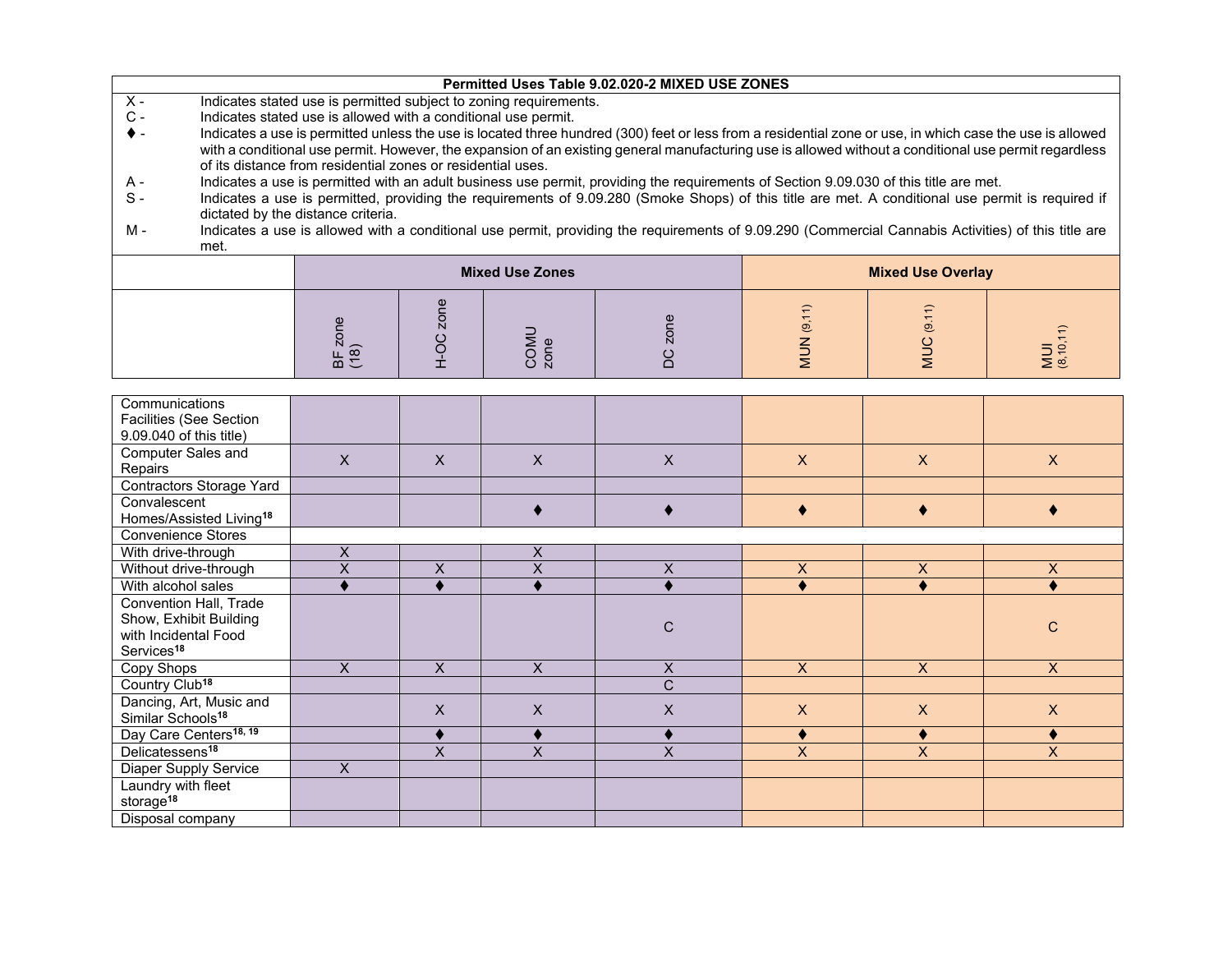**Permitted Uses Table 9.02.020-2 MIXED USE ZONES**

X - Indicates stated use is permitted subject to zoning requirements.

C - Indicates stated use is allowed with a conditional use permit.

♦ - Indicates a use is permitted unless the use is located three hundred (300) feet or less from a residential zone or use, in which case the use is allowed with a conditional use permit. However, the expansion of an existing general manufacturing use is allowed without a conditional use permit regardless of its distance from residential zones or residential uses.

A - Indicates a use is permitted with an adult business use permit, providing the requirements of Section 9.09.030 of this title are met.

S - Indicates a use is permitted, providing the requirements of 9.09.280 (Smoke Shops) of this title are met. A conditional use permit is required if dictated by the distance criteria.

M - Indicates a use is allowed with a conditional use permit, providing the requirements of 9.09.290 (Commercial Cannabis Activities) of this title are met.

| | Mixed Use Zones | | | | Mixed Use Overlay | | |
|---|---|---|---|---|---|---|---|
| | BF zone (18) | H-OC zone | COMU zone | DC zone | MUN (9,11) | MUC (9,11) | MUI (8,10,11) |
| Communications Facilities (See Section 9.09.040 of this title) | | | | | | | |
| Computer Sales and Repairs | X | X | X | X | X | X | X |
| Contractors Storage Yard | | | | | | | |
| Convalescent Homes/Assisted Living[18] | | | ♦ | ♦ | ♦ | ♦ | ♦ |
| Convenience Stores | | | | | | | |
| With drive-through | X | | X | | | | |
| Without drive-through | X | X | X | X | X | X | X |
| With alcohol sales | ♦ | ♦ | ♦ | ♦ | ♦ | ♦ | ♦ |
| Convention Hall, Trade Show, Exhibit Building with Incidental Food Services[18] | | | | C | | | C |
| Copy Shops | X | X | X | X | X | X | X |
| Country Club[18] | | | | C | | | |
| Dancing, Art, Music and Similar Schools[18] | | X | X | X | X | X | X |
| Day Care Centers[18, 19] | | ♦ | ♦ | ♦ | ♦ | ♦ | ♦ |
| Delicatessens[18] | | X | X | X | X | X | X |
| Diaper Supply Service | X | | | | | | |
| Laundry with fleet storage[18] | | | | | | | |
| Disposal company | | | | | | | |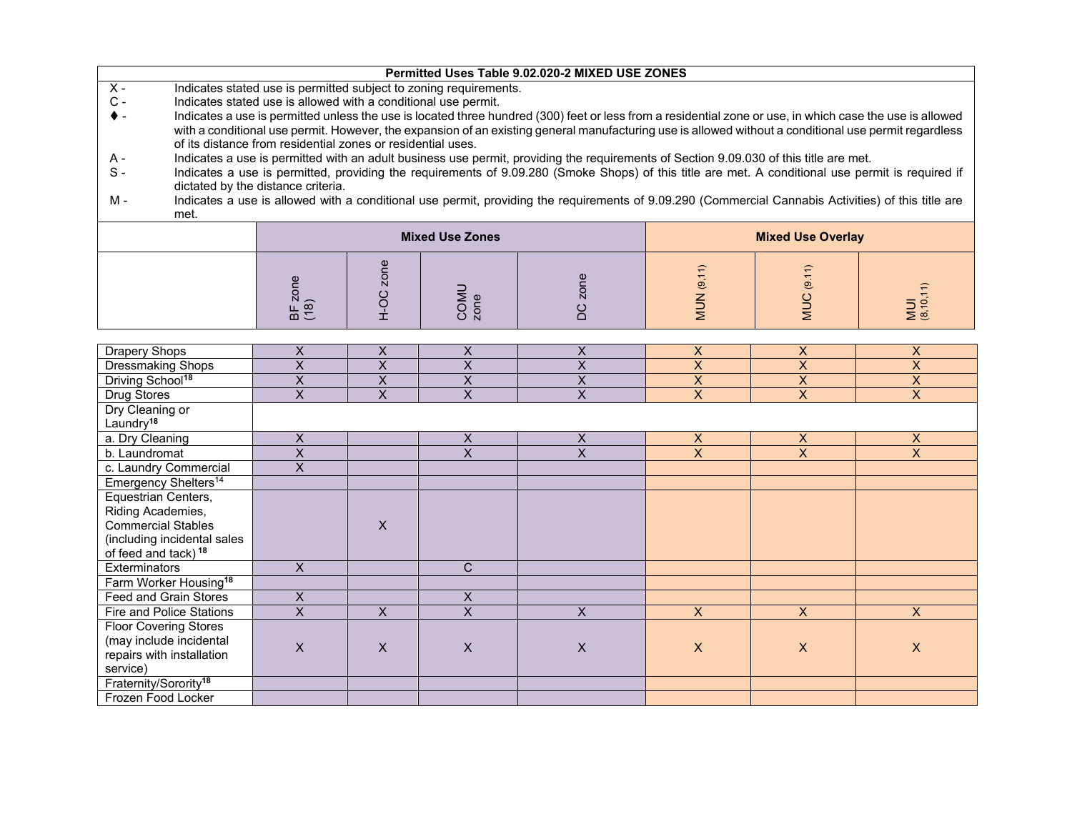**Permitted Uses Table 9.02.020-2 MIXED USE ZONES**

X - Indicates stated use is permitted subject to zoning requirements.

C - Indicates stated use is allowed with a conditional use permit.

♦ - Indicates a use is permitted unless the use is located three hundred (300) feet or less from a residential zone or use, in which case the use is allowed with a conditional use permit. However, the expansion of an existing general manufacturing use is allowed without a conditional use permit regardless of its distance from residential zones or residential uses.

A - Indicates a use is permitted with an adult business use permit, providing the requirements of Section 9.09.030 of this title are met.

S - Indicates a use is permitted, providing the requirements of 9.09.280 (Smoke Shops) of this title are met. A conditional use permit is required if dictated by the distance criteria.

M - Indicates a use is allowed with a conditional use permit, providing the requirements of 9.09.290 (Commercial Cannabis Activities) of this title are met.

| | Mixed Use Zones | | | | Mixed Use Overlay | | |
|---|---|---|---|---|---|---|---|
| | BF zone (18) | H-OC zone | COMU zone | DC zone | MUN (9,11) | MUC (9,11) | MUI (8,10,11) |
| Drapery Shops | X | X | X | X | X | X | X |
| Dressmaking Shops | X | X | X | X | X | X | X |
| Driving School[18] | X | X | X | X | X | X | X |
| Drug Stores | X | X | X | X | X | X | X |
| Dry Cleaning or Laundry[18] | | | | | | | |
| a. Dry Cleaning | X | | X | X | X | X | X |
| b. Laundromat | X | | X | X | X | X | X |
| c. Laundry Commercial | X | | | | | | |
| Emergency Shelters[14] | | | | | | | |
| Equestrian Centers, Riding Academies, Commercial Stables (including incidental sales of feed and tack)[18] | | X | | | | | |
| Exterminators | X | | C | | | | |
| Farm Worker Housing[18] | | | | | | | |
| Feed and Grain Stores | X | | X | | | | |
| Fire and Police Stations | X | X | X | X | X | X | X |
| Floor Covering Stores (may include incidental repairs with installation service) | X | X | X | X | X | X | X |
| Fraternity/Sorority[18] | | | | | | | |
| Frozen Food Locker | | | | | | | |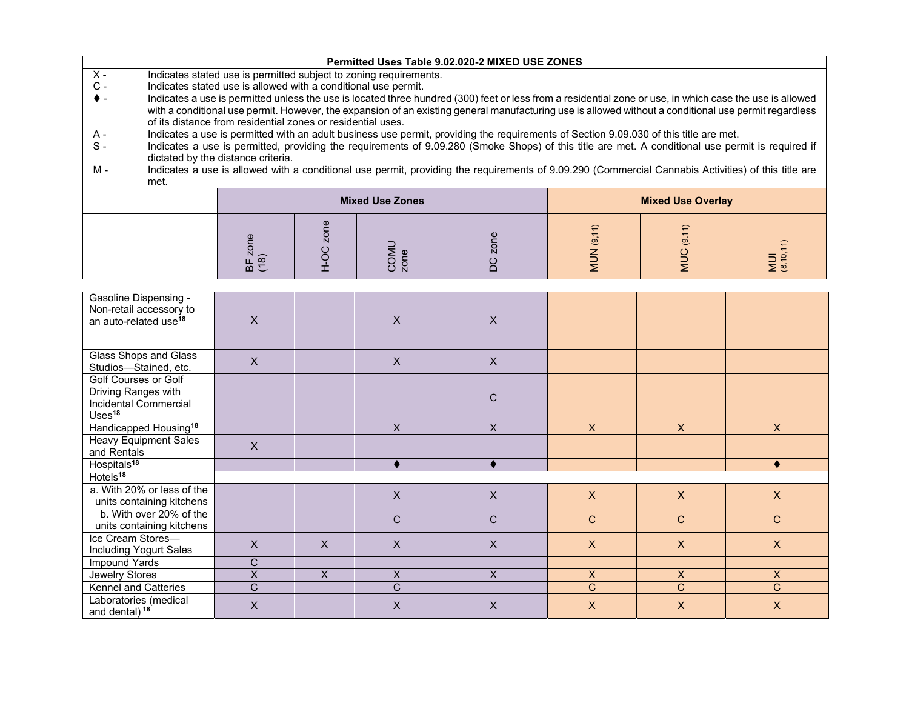**Permitted Uses Table 9.02.020-2 MIXED USE ZONES**

X - Indicates stated use is permitted subject to zoning requirements.
C - Indicates stated use is allowed with a conditional use permit.
♦ - Indicates a use is permitted unless the use is located three hundred (300) feet or less from a residential zone or use, in which case the use is allowed with a conditional use permit. However, the expansion of an existing general manufacturing use is allowed without a conditional use permit regardless of its distance from residential zones or residential uses.
A - Indicates a use is permitted with an adult business use permit, providing the requirements of Section 9.09.030 of this title are met.
S - Indicates a use is permitted, providing the requirements of 9.09.280 (Smoke Shops) of this title are met. A conditional use permit is required if dictated by the distance criteria.
M - Indicates a use is allowed with a conditional use permit, providing the requirements of 9.09.290 (Commercial Cannabis Activities) of this title are met.

| | Mixed Use Zones | | | | Mixed Use Overlay | | |
|---|---|---|---|---|---|---|---|
| | BF zone (18) | H-OC zone | COMU zone | DC zone | MUN (9,11) | MUC (9.11) | MUI (8,10,11) |
| Gasoline Dispensing - Non-retail accessory to an auto-related use[18] | X | | X | X | | | |
| Glass Shops and Glass Studios—Stained, etc. | X | | X | X | | | |
| Golf Courses or Golf Driving Ranges with Incidental Commercial Uses[18] | | | | C | | | |
| Handicapped Housing[18] | | | X | X | X | X | X |
| Heavy Equipment Sales and Rentals | X | | | | | | |
| Hospitals[18] | | | ♦ | ♦ | | | ♦ |
| Hotels[18] | | | | | | | |
| a. With 20% or less of the units containing kitchens | | | X | X | X | X | X |
| b. With over 20% of the units containing kitchens | | | C | C | C | C | C |
| Ice Cream Stores—Including Yogurt Sales | X | X | X | X | X | X | X |
| Impound Yards | C | | | | | | |
| Jewelry Stores | X | X | X | X | X | X | X |
| Kennel and Catteries | C | | C | | C | C | C |
| Laboratories (medical and dental)[18] | X | | X | X | X | X | X |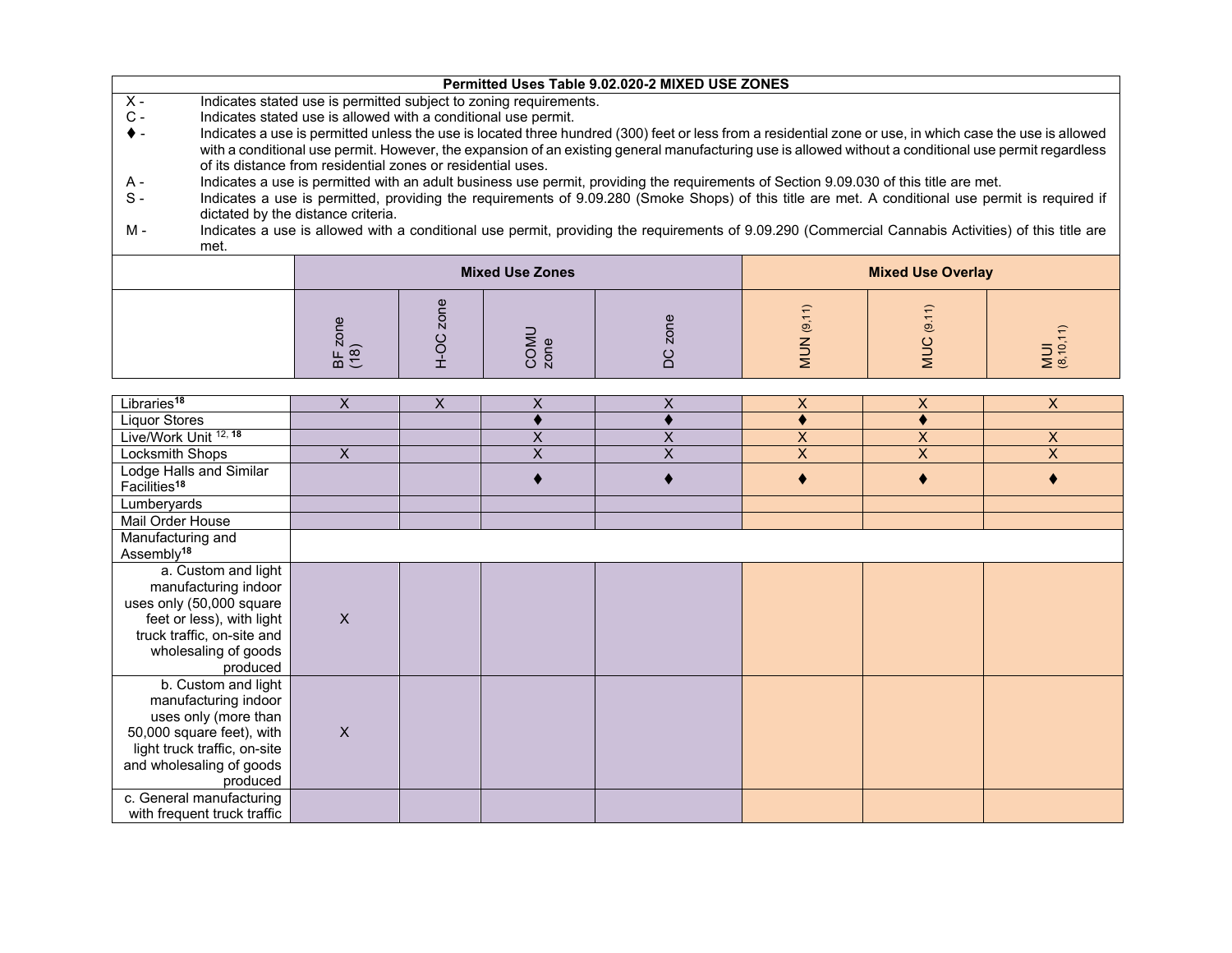**Permitted Uses Table 9.02.020-2 MIXED USE ZONES**

X - Indicates stated use is permitted subject to zoning requirements.

C - Indicates stated use is allowed with a conditional use permit.

♦ - Indicates a use is permitted unless the use is located three hundred (300) feet or less from a residential zone or use, in which case the use is allowed with a conditional use permit. However, the expansion of an existing general manufacturing use is allowed without a conditional use permit regardless of its distance from residential zones or residential uses.

A - Indicates a use is permitted with an adult business use permit, providing the requirements of Section 9.09.030 of this title are met.

S - Indicates a use is permitted, providing the requirements of 9.09.280 (Smoke Shops) of this title are met. A conditional use permit is required if dictated by the distance criteria.

M - Indicates a use is allowed with a conditional use permit, providing the requirements of 9.09.290 (Commercial Cannabis Activities) of this title are met.

| | Mixed Use Zones | | | | Mixed Use Overlay | | |
|---|---|---|---|---|---|---|---|
| | BF zone (18) | H-OC zone | COMU zone | DC zone | MUN (9,11) | MUC (9,11) | MUI (8,10,11) |
| Libraries[18] | X | X | X | X | X | X | X |
| Liquor Stores | | | ♦ | ♦ | ♦ | ♦ | |
| Live/Work Unit [12, 18] | | | X | X | X | X | X |
| Locksmith Shops | X | | X | X | X | X | X |
| Lodge Halls and Similar Facilities[18] | | | ♦ | ♦ | ♦ | ♦ | ♦ |
| Lumberyards | | | | | | | |
| Mail Order House | | | | | | | |
| Manufacturing and Assembly[18] | | | | | | | |
| a. Custom and light manufacturing indoor uses only (50,000 square feet or less), with light truck traffic, on-site and wholesaling of goods produced | X | | | | | | |
| b. Custom and light manufacturing indoor uses only (more than 50,000 square feet), with light truck traffic, on-site and wholesaling of goods produced | X | | | | | | |
| c. General manufacturing with frequent truck traffic | | | | | | | |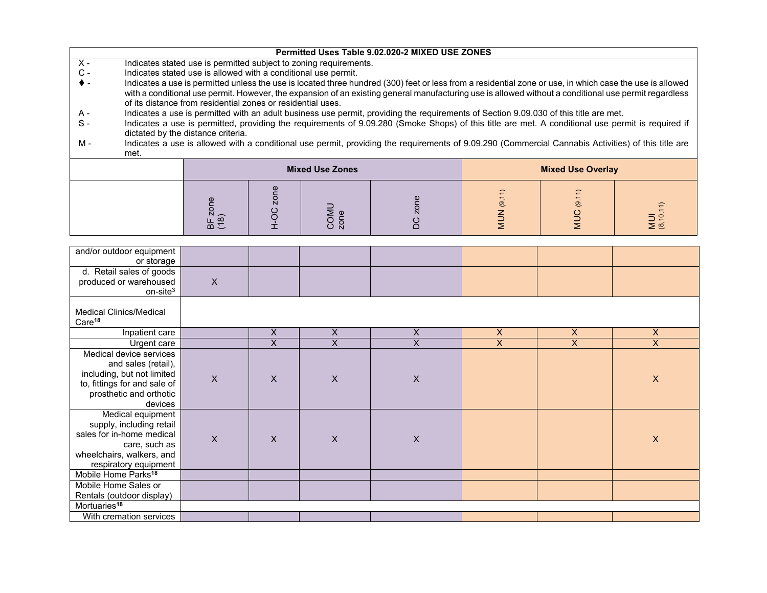**Permitted Uses Table 9.02.020-2 MIXED USE ZONES**

X - Indicates stated use is permitted subject to zoning requirements.
C - Indicates stated use is allowed with a conditional use permit.
♦ - Indicates a use is permitted unless the use is located three hundred (300) feet or less from a residential zone or use, in which case the use is allowed with a conditional use permit. However, the expansion of an existing general manufacturing use is allowed without a conditional use permit regardless of its distance from residential zones or residential uses.
A - Indicates a use is permitted with an adult business use permit, providing the requirements of Section 9.09.030 of this title are met.
S - Indicates a use is permitted, providing the requirements of 9.09.280 (Smoke Shops) of this title are met. A conditional use permit is required if dictated by the distance criteria.
M - Indicates a use is allowed with a conditional use permit, providing the requirements of 9.09.290 (Commercial Cannabis Activities) of this title are met.

| | Mixed Use Zones | | | | Mixed Use Overlay | | |
|---|---|---|---|---|---|---|---|
| | BF zone (18) | H-OC zone | COMU zone | DC zone | MUN (9,11) | MUC (9,11) | MUI (8,10,11) |
| and/or outdoor equipment or storage | | | | | | | |
| d. Retail sales of goods produced or warehoused on-site[3] | X | | | | | | |
| Medical Clinics/Medical Care[18] | | | | | | | |
| Inpatient care | | X | X | X | X | X | X |
| Urgent care | | X | X | X | X | X | X |
| Medical device services and sales (retail), including, but not limited to, fittings for and sale of prosthetic and orthotic devices | X | X | X | X | | | X |
| Medical equipment supply, including retail sales for in-home medical care, such as wheelchairs, walkers, and respiratory equipment | X | X | X | X | | | X |
| Mobile Home Parks[18] | | | | | | | |
| Mobile Home Sales or Rentals (outdoor display) | | | | | | | |
| Mortuaries[18] | | | | | | | |
| With cremation services | | | | | | | |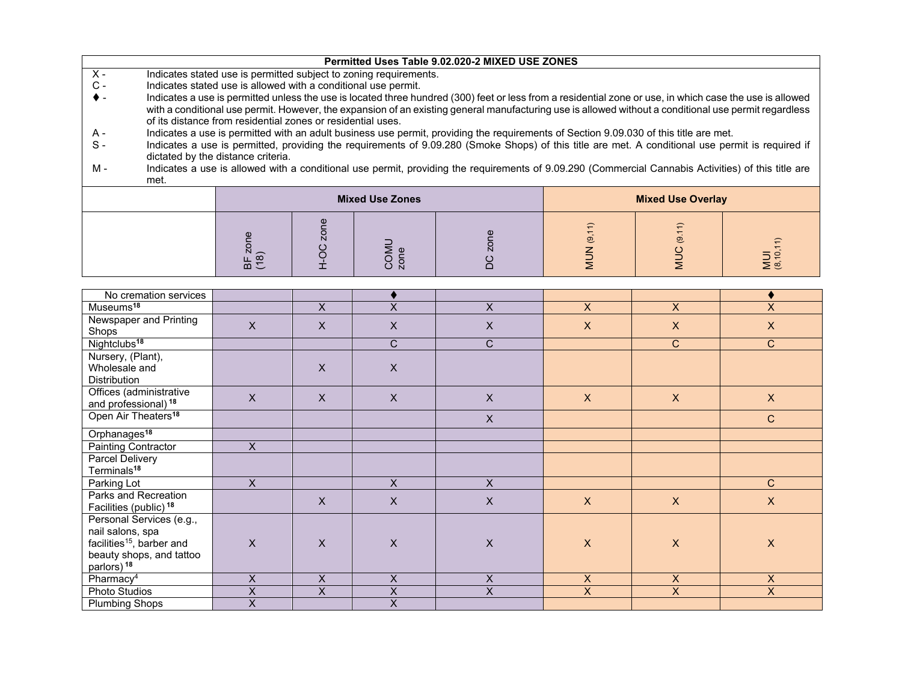**Permitted Uses Table 9.02.020-2 MIXED USE ZONES**

X - Indicates stated use is permitted subject to zoning requirements.
C - Indicates stated use is allowed with a conditional use permit.
♦ - Indicates a use is permitted unless the use is located three hundred (300) feet or less from a residential zone or use, in which case the use is allowed with a conditional use permit. However, the expansion of an existing general manufacturing use is allowed without a conditional use permit regardless of its distance from residential zones or residential uses.
A - Indicates a use is permitted with an adult business use permit, providing the requirements of Section 9.09.030 of this title are met.
S - Indicates a use is permitted, providing the requirements of 9.09.280 (Smoke Shops) of this title are met. A conditional use permit is required if dictated by the distance criteria.
M - Indicates a use is allowed with a conditional use permit, providing the requirements of 9.09.290 (Commercial Cannabis Activities) of this title are met.

| | Mixed Use Zones | | | | Mixed Use Overlay | | |
|---|---|---|---|---|---|---|---|
| | BF zone (18) | H-OC zone | COMU zone | DC zone | MUN (9,11) | MUC (9,11) | MUI (8,10,11) |
| No cremation services | | | ♦ | | | | ♦ |
| Museums[18] | | X | X | X | X | X | X |
| Newspaper and Printing Shops | X | X | X | X | X | X | X |
| Nightclubs[18] | | | C | C | | C | C |
| Nursery, (Plant), Wholesale and Distribution | | X | X | | | | |
| Offices (administrative and professional) [18] | X | X | X | X | X | X | X |
| Open Air Theaters[18] | | | | X | | | C |
| Orphanages[18] | | | | | | | |
| Painting Contractor | X | | | | | | |
| Parcel Delivery Terminals[18] | | | | | | | |
| Parking Lot | X | | X | X | | | C |
| Parks and Recreation Facilities (public) [18] | | X | X | X | X | X | X |
| Personal Services (e.g., nail salons, spa facilities[15], barber and beauty shops, and tattoo parlors) [18] | X | X | X | X | X | X | X |
| Pharmacy[4] | X | X | X | X | X | X | X |
| Photo Studios | X | X | X | X | X | X | X |
| Plumbing Shops | X | | X | | | | |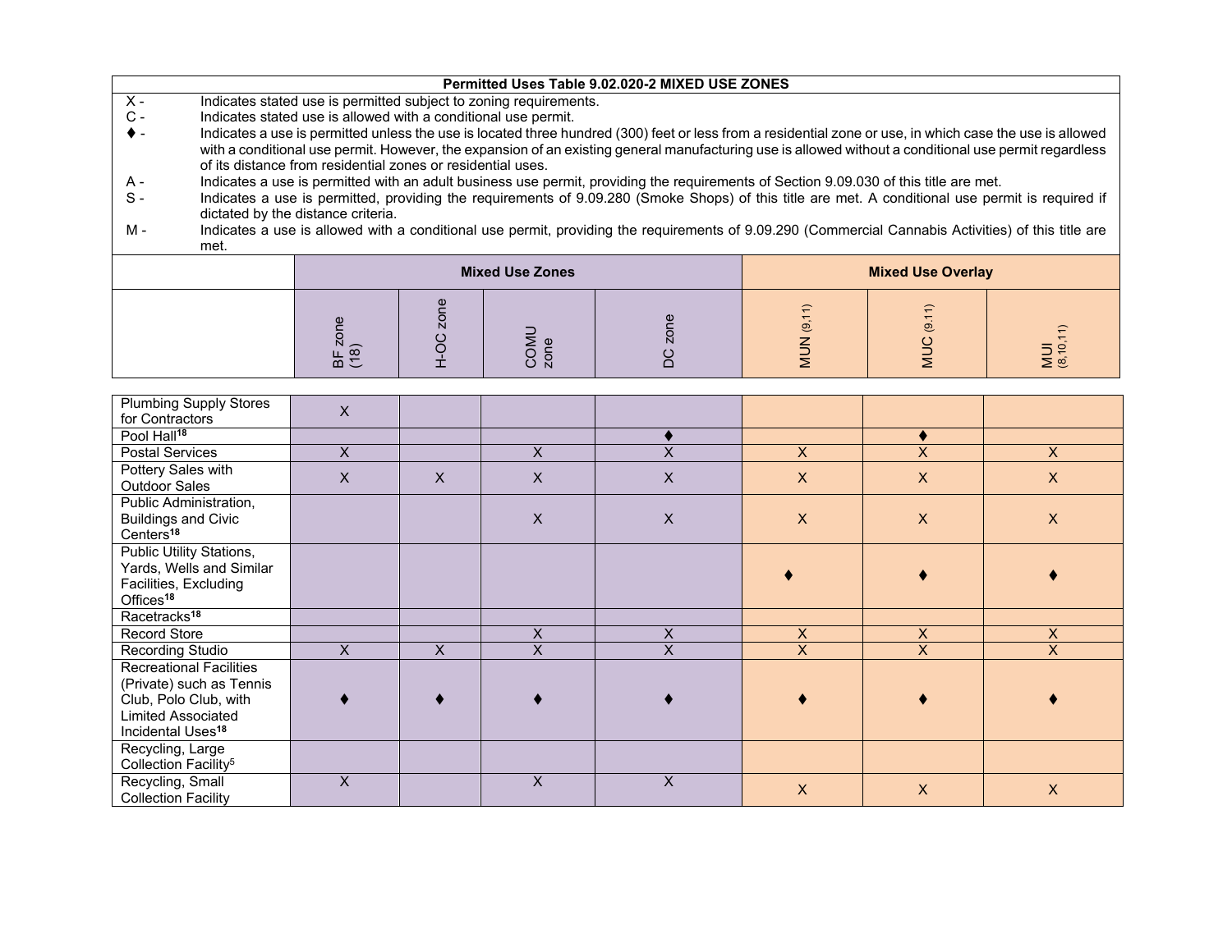**Permitted Uses Table 9.02.020-2 MIXED USE ZONES**

X - Indicates stated use is permitted subject to zoning requirements.

C - Indicates stated use is allowed with a conditional use permit.

♦ - Indicates a use is permitted unless the use is located three hundred (300) feet or less from a residential zone or use, in which case the use is allowed with a conditional use permit. However, the expansion of an existing general manufacturing use is allowed without a conditional use permit regardless of its distance from residential zones or residential uses.

A - Indicates a use is permitted with an adult business use permit, providing the requirements of Section 9.09.030 of this title are met.

S - Indicates a use is permitted, providing the requirements of 9.09.280 (Smoke Shops) of this title are met. A conditional use permit is required if dictated by the distance criteria.

M - Indicates a use is allowed with a conditional use permit, providing the requirements of 9.09.290 (Commercial Cannabis Activities) of this title are met.

| | Mixed Use Zones | | | | Mixed Use Overlay | | |
|---|---|---|---|---|---|---|---|
| | BF zone (18) | H-OC zone | COMU zone | DC zone | MUN (9,11) | MUC (9,11) | MUI (8,10,11) |
| Plumbing Supply Stores for Contractors | X | | | | | | |
| Pool Hall[18] | | | | ♦ | | ♦ | |
| Postal Services | X | | X | X | X | X | X |
| Pottery Sales with Outdoor Sales | X | X | X | X | X | X | X |
| Public Administration, Buildings and Civic Centers[18] | | | X | X | X | X | X |
| Public Utility Stations, Yards, Wells and Similar Facilities, Excluding Offices[18] | | | | | ♦ | ♦ | ♦ |
| Racetracks[18] | | | | | | | |
| Record Store | | | X | X | X | X | X |
| Recording Studio | X | X | X | X | X | X | X |
| Recreational Facilities (Private) such as Tennis Club, Polo Club, with Limited Associated Incidental Uses[18] | ♦ | ♦ | ♦ | ♦ | ♦ | ♦ | ♦ |
| Recycling, Large Collection Facility[5] | | | | | | | |
| Recycling, Small Collection Facility | X | | X | X | X | X | X |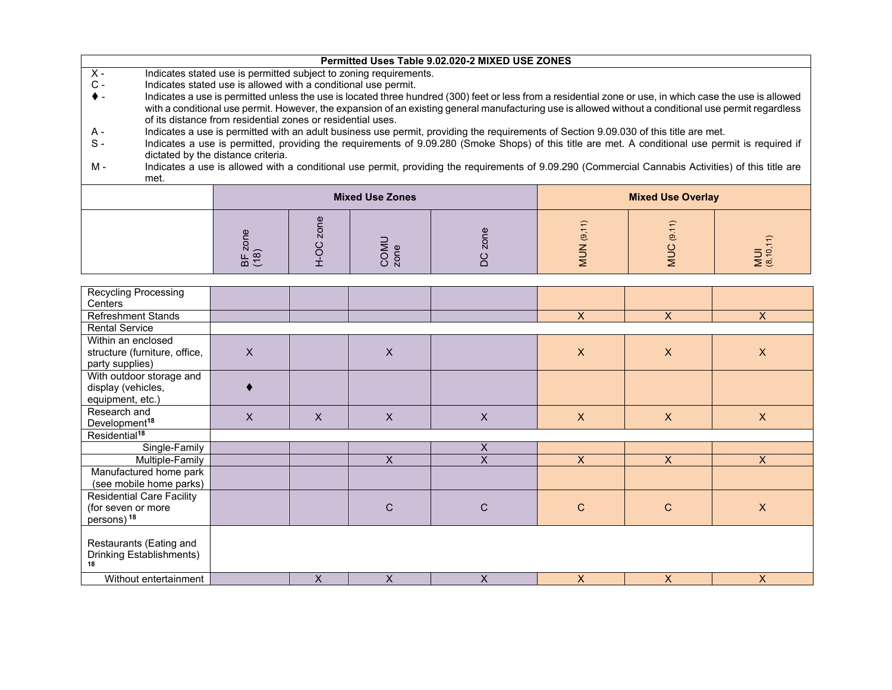**Permitted Uses Table 9.02.020-2 MIXED USE ZONES**

X - Indicates stated use is permitted subject to zoning requirements.
C - Indicates stated use is allowed with a conditional use permit.
♦ - Indicates a use is permitted unless the use is located three hundred (300) feet or less from a residential zone or use, in which case the use is allowed with a conditional use permit. However, the expansion of an existing general manufacturing use is allowed without a conditional use permit regardless of its distance from residential zones or residential uses.
A - Indicates a use is permitted with an adult business use permit, providing the requirements of Section 9.09.030 of this title are met.
S - Indicates a use is permitted, providing the requirements of 9.09.280 (Smoke Shops) of this title are met. A conditional use permit is required if dictated by the distance criteria.
M - Indicates a use is allowed with a conditional use permit, providing the requirements of 9.09.290 (Commercial Cannabis Activities) of this title are met.

| | Mixed Use Zones | | | | Mixed Use Overlay | | |
|---|---|---|---|---|---|---|---|
| | BF zone (18) | H-OC zone | COMU zone | DC zone | MUN (9,11) | MUC (9,11) | MUI (8,10,11) |
| Recycling Processing Centers | | | | | | | |
| Refreshment Stands | | | | | X | X | X |
| Rental Service | | | | | | | |
| Within an enclosed structure (furniture, office, party supplies) | X | | X | | X | X | X |
| With outdoor storage and display (vehicles, equipment, etc.) | ♦ | | | | | | |
| Research and Development[18] | X | X | X | X | X | X | X |
| Residential[18] | | | | | | | |
| Single-Family | | | | X | | | |
| Multiple-Family | | | X | X | X | X | X |
| Manufactured home park (see mobile home parks) | | | | | | | |
| Residential Care Facility (for seven or more persons)[18] | | | C | C | C | C | X |
| Restaurants (Eating and Drinking Establishments)[18] | | | | | | | |
| Without entertainment | | X | X | X | X | X | X |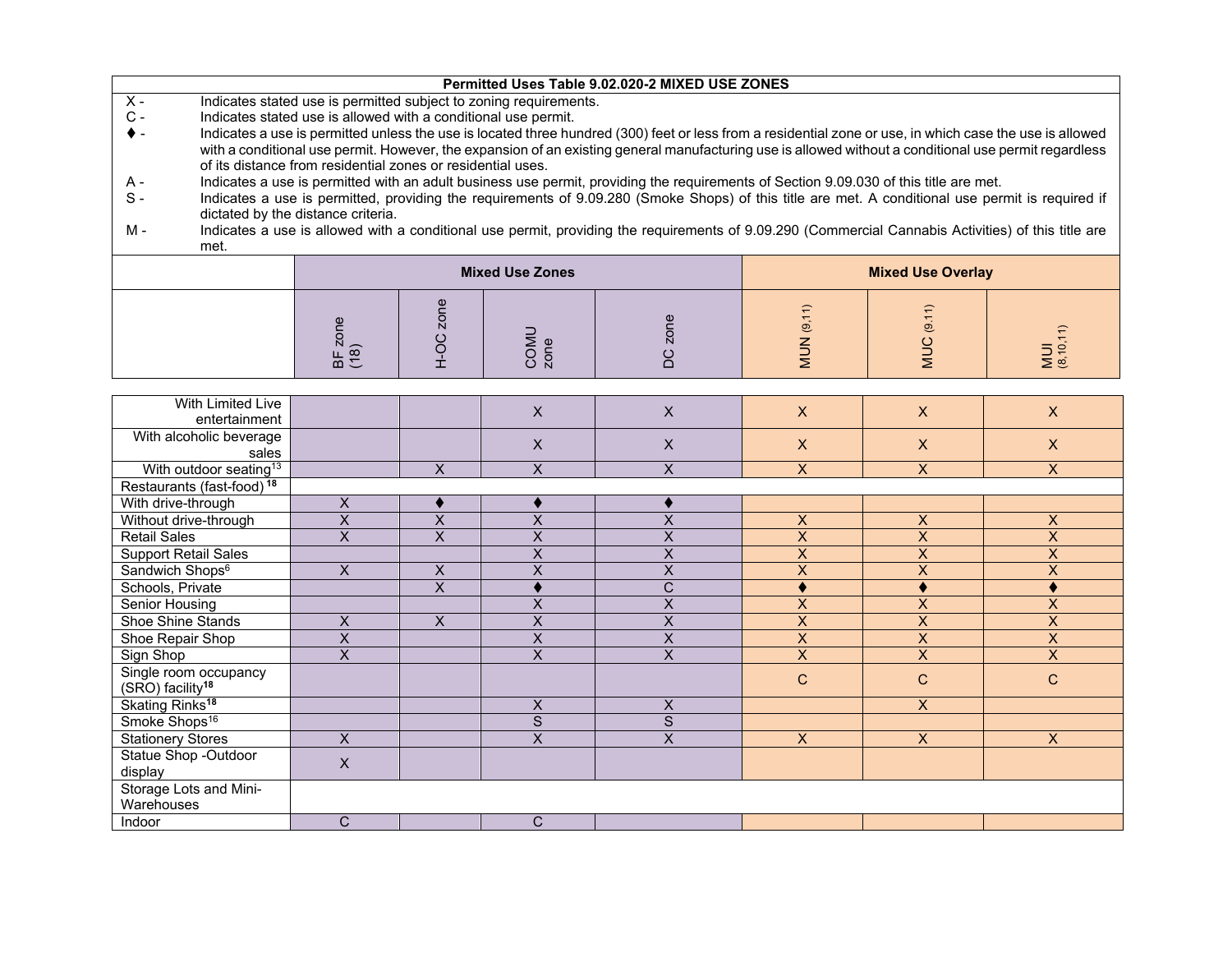**Permitted Uses Table 9.02.020-2 MIXED USE ZONES**

X - Indicates stated use is permitted subject to zoning requirements.

C - Indicates stated use is allowed with a conditional use permit.

♦ - Indicates a use is permitted unless the use is located three hundred (300) feet or less from a residential zone or use, in which case the use is allowed with a conditional use permit. However, the expansion of an existing general manufacturing use is allowed without a conditional use permit regardless of its distance from residential zones or residential uses.

A - Indicates a use is permitted with an adult business use permit, providing the requirements of Section 9.09.030 of this title are met.

S - Indicates a use is permitted, providing the requirements of 9.09.280 (Smoke Shops) of this title are met. A conditional use permit is required if dictated by the distance criteria.

M - Indicates a use is allowed with a conditional use permit, providing the requirements of 9.09.290 (Commercial Cannabis Activities) of this title are met.

| | Mixed Use Zones | | | | Mixed Use Overlay | | |
|---|---|---|---|---|---|---|---|
| | BF zone (18) | H-OC zone | COMU zone | DC zone | MUN (9,11) | MUC (9,11) | MUI (8,10,11) |
| With Limited Live entertainment | | | X | X | X | X | X |
| With alcoholic beverage sales | | | X | X | X | X | X |
| With outdoor seating[13] | | X | X | X | X | X | X |
| Restaurants (fast-food) [18] | | | | | | | |
| With drive-through | X | ♦ | ♦ | ♦ | | | |
| Without drive-through | X | X | X | X | X | X | X |
| Retail Sales | X | X | X | X | X | X | X |
| Support Retail Sales | | | X | X | X | X | X |
| Sandwich Shops[6] | X | X | X | X | X | X | X |
| Schools, Private | | X | ♦ | C | ♦ | ♦ | ♦ |
| Senior Housing | | | X | X | X | X | X |
| Shoe Shine Stands | X | X | X | X | X | X | X |
| Shoe Repair Shop | X | | X | X | X | X | X |
| Sign Shop | X | | X | X | X | X | X |
| Single room occupancy (SRO) facility[18] | | | | | C | C | C |
| Skating Rinks[18] | | | X | X | | X | |
| Smoke Shops[16] | | | S | S | | | |
| Stationery Stores | X | | X | X | X | X | X |
| Statue Shop -Outdoor display | X | | | | | | |
| Storage Lots and Mini-Warehouses | | | | | | | |
| Indoor | C | | C | | | | |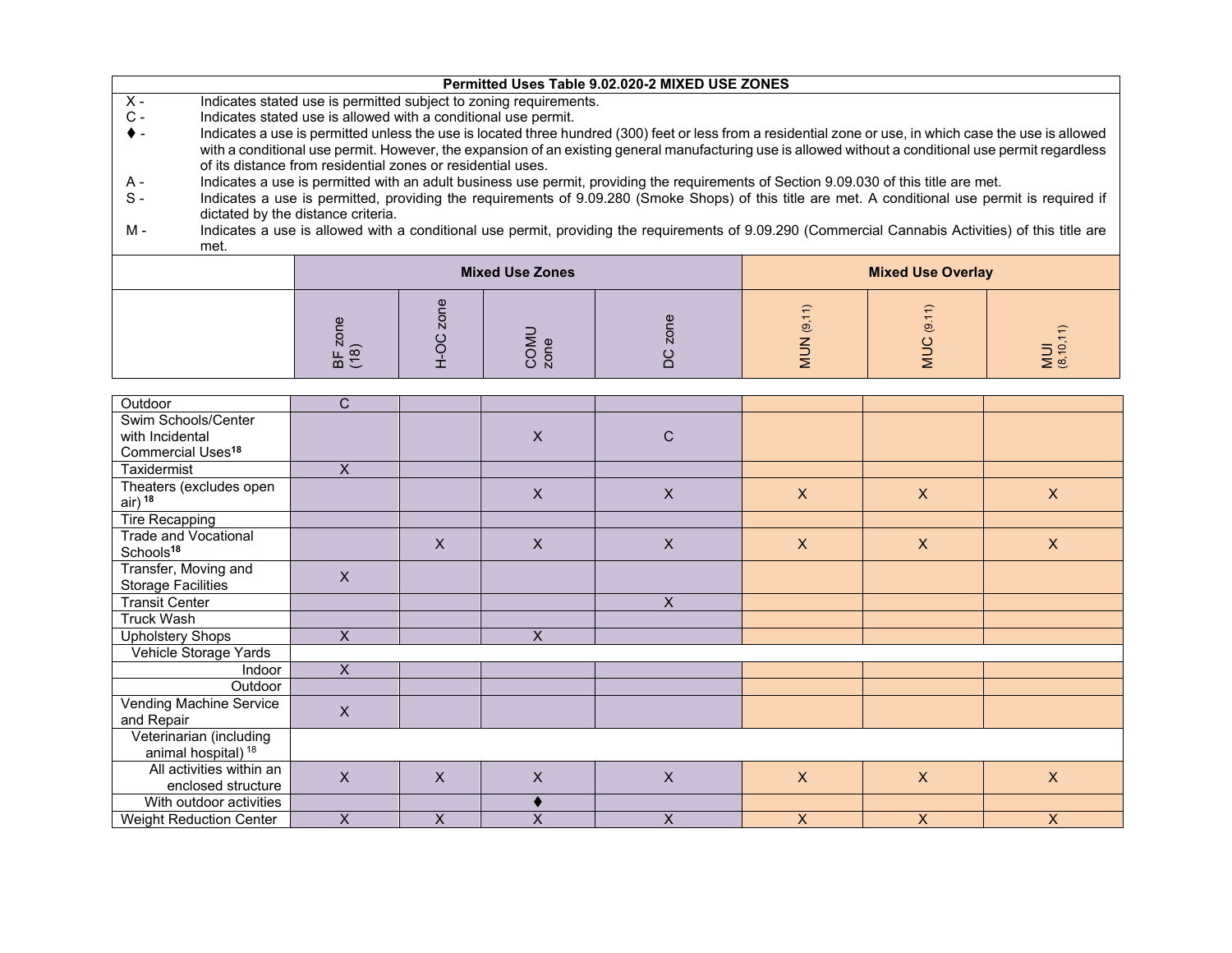**Permitted Uses Table 9.02.020-2 MIXED USE ZONES**

X - Indicates stated use is permitted subject to zoning requirements.

C - Indicates stated use is allowed with a conditional use permit.

♦ - Indicates a use is permitted unless the use is located three hundred (300) feet or less from a residential zone or use, in which case the use is allowed with a conditional use permit. However, the expansion of an existing general manufacturing use is allowed without a conditional use permit regardless of its distance from residential zones or residential uses.

A - Indicates a use is permitted with an adult business use permit, providing the requirements of Section 9.09.030 of this title are met.

S - Indicates a use is permitted, providing the requirements of 9.09.280 (Smoke Shops) of this title are met. A conditional use permit is required if dictated by the distance criteria.

M - Indicates a use is allowed with a conditional use permit, providing the requirements of 9.09.290 (Commercial Cannabis Activities) of this title are met.

| | Mixed Use Zones | | | | Mixed Use Overlay | | |
|---|---|---|---|---|---|---|---|
| | BF zone (18) | H-OC zone | COMU zone | DC zone | MUN (9,11) | MUC (9,11) | MUI (8,10,11) |
| Outdoor | C | | | | | | |
| Swim Schools/Center with Incidental Commercial Uses[18] | | | X | C | | | |
| Taxidermist | X | | | | | | |
| Theaters (excludes open air)[18] | | | X | X | X | X | X |
| Tire Recapping | | | | | | | |
| Trade and Vocational Schools[18] | | X | X | X | X | X | X |
| Transfer, Moving and Storage Facilities | X | | | | | | |
| Transit Center | | | | X | | | |
| Truck Wash | | | | | | | |
| Upholstery Shops | X | | X | | | | |
| Vehicle Storage Yards | | | | | | | |
| Indoor | X | | | | | | |
| Outdoor | | | | | | | |
| Vending Machine Service and Repair | X | | | | | | |
| Veterinarian (including animal hospital)[18] | | | | | | | |
| All activities within an enclosed structure | X | X | X | X | X | X | X |
| With outdoor activities | | | ♦ | | | | |
| Weight Reduction Center | X | X | X | X | X | X | X |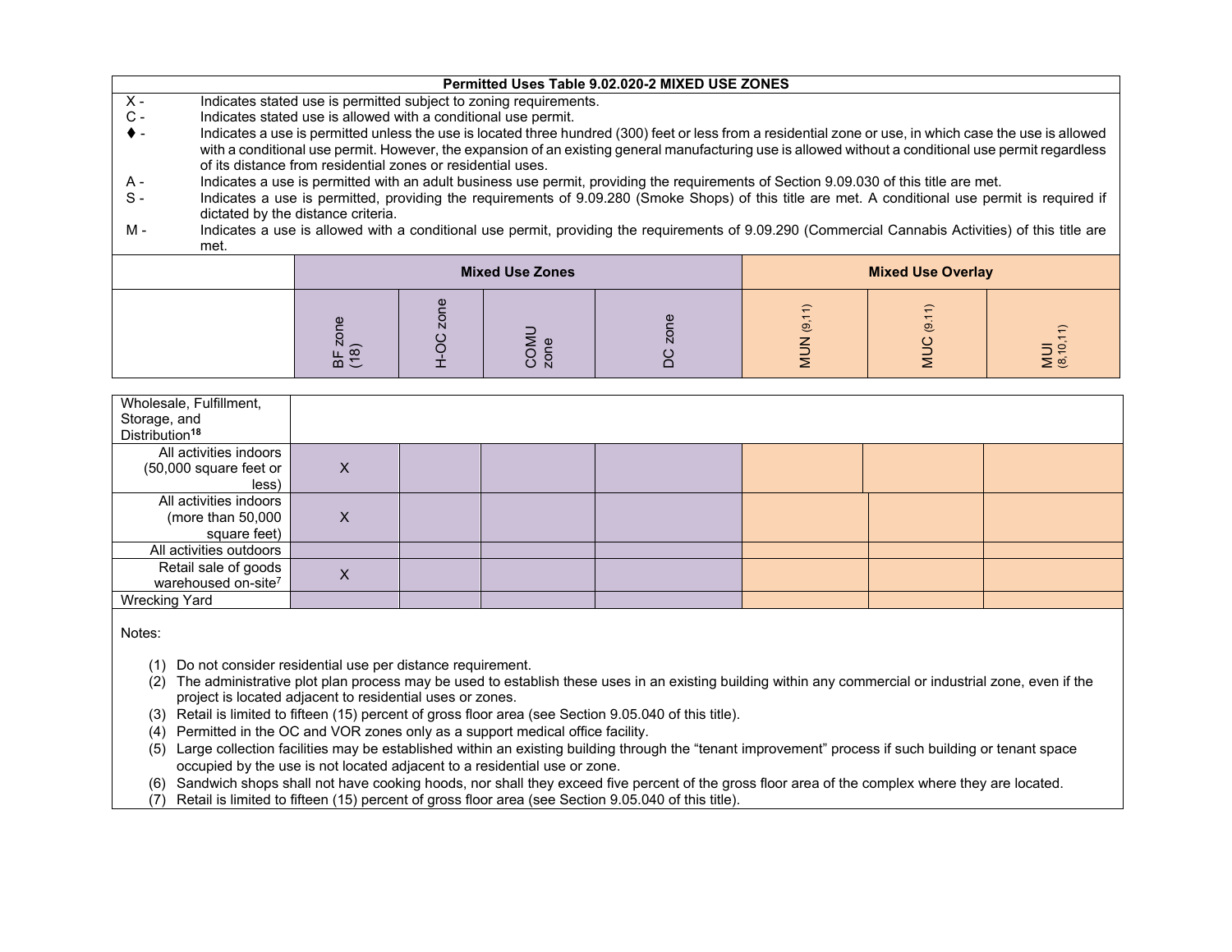**Permitted Uses Table 9.02.020-2 MIXED USE ZONES**

X - Indicates stated use is permitted subject to zoning requirements.
C - Indicates stated use is allowed with a conditional use permit.
♦ - Indicates a use is permitted unless the use is located three hundred (300) feet or less from a residential zone or use, in which case the use is allowed with a conditional use permit. However, the expansion of an existing general manufacturing use is allowed without a conditional use permit regardless of its distance from residential zones or residential uses.
A - Indicates a use is permitted with an adult business use permit, providing the requirements of Section 9.09.030 of this title are met.
S - Indicates a use is permitted, providing the requirements of 9.09.280 (Smoke Shops) of this title are met. A conditional use permit is required if dictated by the distance criteria.
M - Indicates a use is allowed with a conditional use permit, providing the requirements of 9.09.290 (Commercial Cannabis Activities) of this title are met.

| | Mixed Use Zones | | | | Mixed Use Overlay | | |
|---|---|---|---|---|---|---|---|
| | BF zone (18) | H-OC zone | COMU zone | DC zone | MUN (9,11) | MUC (9,11) | MUI (8,10,11) |
| Wholesale, Fulfillment, Storage, and Distribution[18] | | | | | | | |
| All activities indoors (50,000 square feet or less) | X | | | | | | |
| All activities indoors (more than 50,000 square feet) | X | | | | | | |
| All activities outdoors | | | | | | | |
| Retail sale of goods warehoused on-site[7] | X | | | | | | |
| Wrecking Yard | | | | | | | |

Notes:

(1) Do not consider residential use per distance requirement.
(2) The administrative plot plan process may be used to establish these uses in an existing building within any commercial or industrial zone, even if the project is located adjacent to residential uses or zones.
(3) Retail is limited to fifteen (15) percent of gross floor area (see Section 9.05.040 of this title).
(4) Permitted in the OC and VOR zones only as a support medical office facility.
(5) Large collection facilities may be established within an existing building through the "tenant improvement" process if such building or tenant space occupied by the use is not located adjacent to a residential use or zone.
(6) Sandwich shops shall not have cooking hoods, nor shall they exceed five percent of the gross floor area of the complex where they are located.
(7) Retail is limited to fifteen (15) percent of gross floor area (see Section 9.05.040 of this title).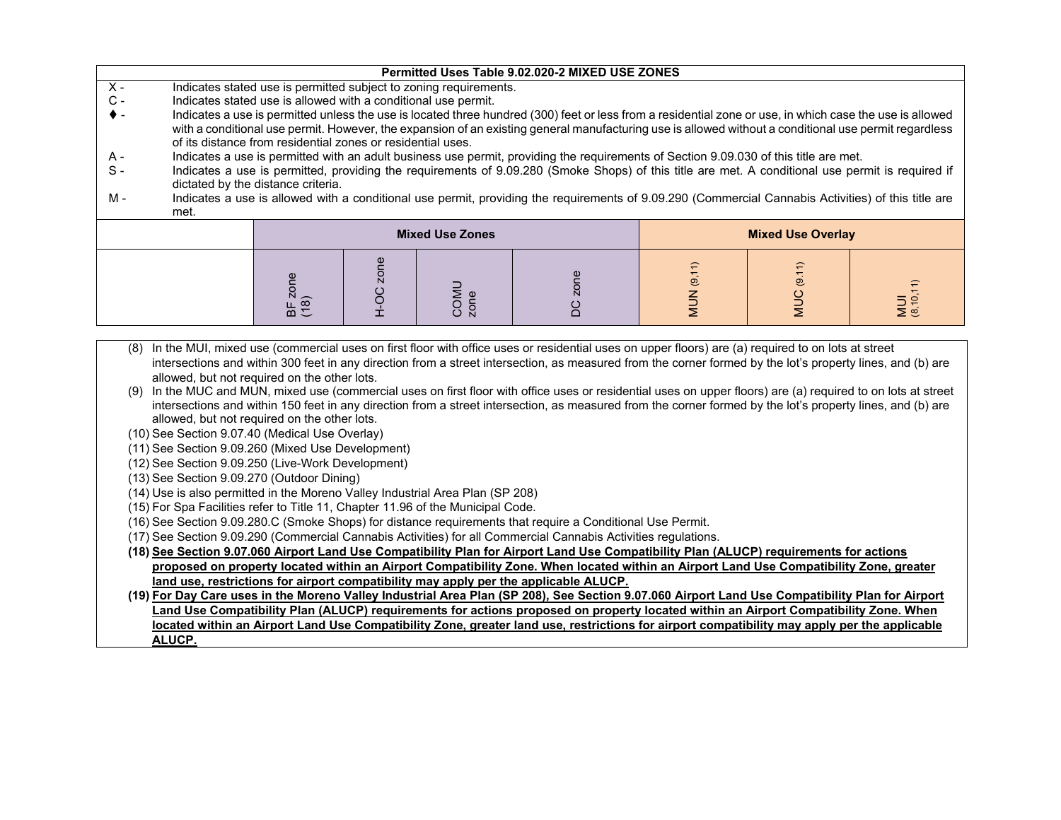| Permitted Uses Table 9.02.020-2 MIXED USE ZONES | | | | | | | |
|---|---|---|---|---|---|---|---|
| X - Indicates stated use is permitted subject to zoning requirements. | | | | | | | |
| C - Indicates stated use is allowed with a conditional use permit. | | | | | | | |
| ♦ - Indicates a use is permitted unless the use is located three hundred (300) feet or less from a residential zone or use, in which case the use is allowed with a conditional use permit. However, the expansion of an existing general manufacturing use is allowed without a conditional use permit regardless of its distance from residential zones or residential uses. | | | | | | | |
| A - Indicates a use is permitted with an adult business use permit, providing the requirements of Section 9.09.030 of this title are met. | | | | | | | |
| S - Indicates a use is permitted, providing the requirements of 9.09.280 (Smoke Shops) of this title are met. A conditional use permit is required if dictated by the distance criteria. | | | | | | | |
| M - Indicates a use is allowed with a conditional use permit, providing the requirements of 9.09.290 (Commercial Cannabis Activities) of this title are met. | | | | | | | |
| | Mixed Use Zones | | | | Mixed Use Overlay | | |
| | BF zone (18) | H-OC zone | COMU zone | DC zone | MUN (9,11) | MUC (9,11) | MUI (8,10,11) |

(8) In the MUI, mixed use (commercial uses on first floor with office uses or residential uses on upper floors) are (a) required to on lots at street intersections and within 300 feet in any direction from a street intersection, as measured from the corner formed by the lot's property lines, and (b) are allowed, but not required on the other lots.

(9) In the MUC and MUN, mixed use (commercial uses on first floor with office uses or residential uses on upper floors) are (a) required to on lots at street intersections and within 150 feet in any direction from a street intersection, as measured from the corner formed by the lot's property lines, and (b) are allowed, but not required on the other lots.

(10) See Section 9.07.40 (Medical Use Overlay)

(11) See Section 9.09.260 (Mixed Use Development)

(12) See Section 9.09.250 (Live-Work Development)

(13) See Section 9.09.270 (Outdoor Dining)

(14) Use is also permitted in the Moreno Valley Industrial Area Plan (SP 208)

(15) For Spa Facilities refer to Title 11, Chapter 11.96 of the Municipal Code.

(16) See Section 9.09.280.C (Smoke Shops) for distance requirements that require a Conditional Use Permit.

(17) See Section 9.09.290 (Commercial Cannabis Activities) for all Commercial Cannabis Activities regulations.

**(18) See Section 9.07.060 Airport Land Use Compatibility Plan for Airport Land Use Compatibility Plan (ALUCP) requirements for actions proposed on property located within an Airport Compatibility Zone. When located within an Airport Land Use Compatibility Zone, greater land use, restrictions for airport compatibility may apply per the applicable ALUCP.**

**(19) For Day Care uses in the Moreno Valley Industrial Area Plan (SP 208), See Section 9.07.060 Airport Land Use Compatibility Plan for Airport Land Use Compatibility Plan (ALUCP) requirements for actions proposed on property located within an Airport Compatibility Zone. When located within an Airport Land Use Compatibility Zone, greater land use, restrictions for airport compatibility may apply per the applicable ALUCP.**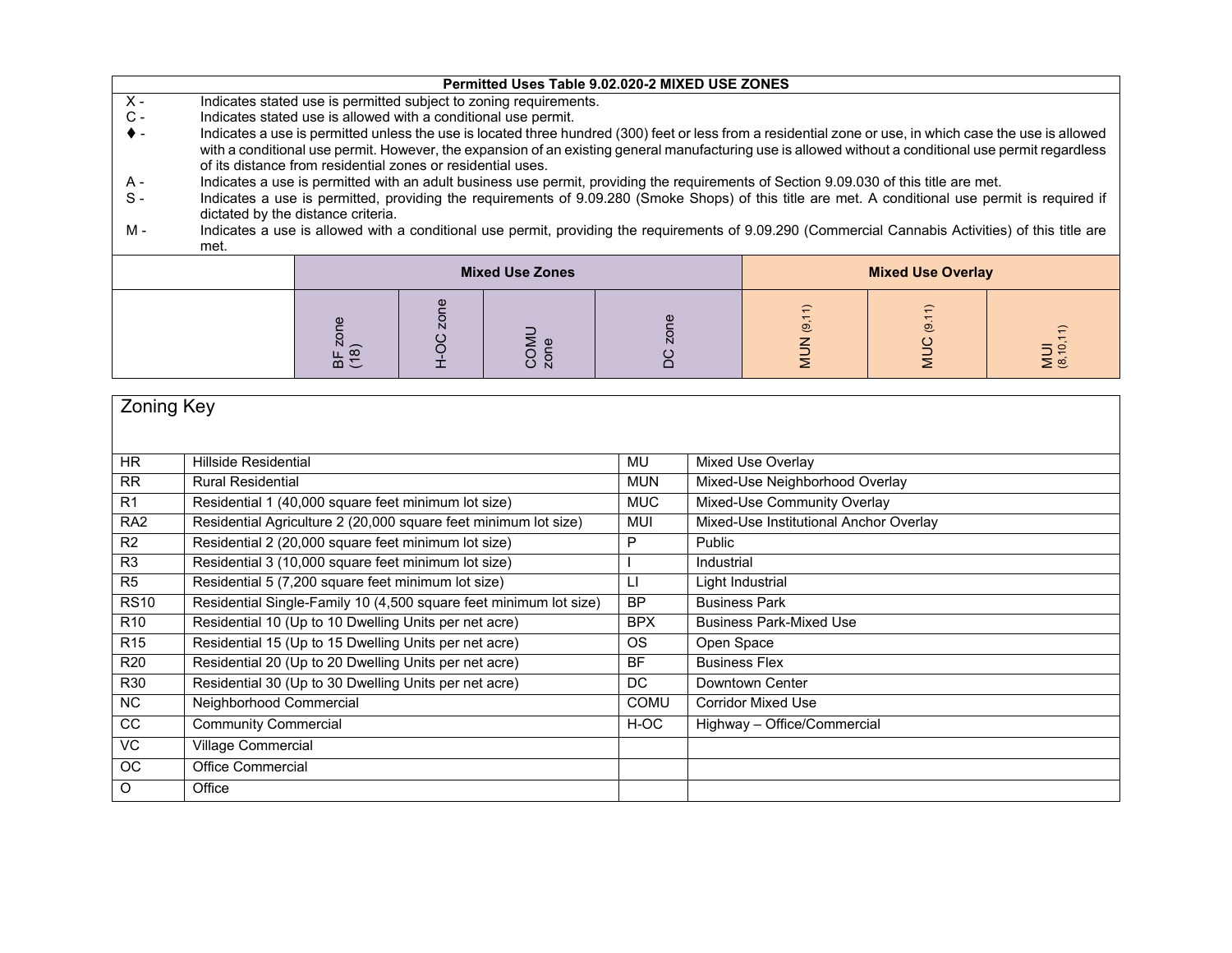| Permitted Uses Table 9.02.020-2 MIXED USE ZONES | |
|---|---|
| X - | Indicates stated use is permitted subject to zoning requirements. |
| C - | Indicates stated use is allowed with a conditional use permit. |
| ♦ - | Indicates a use is permitted unless the use is located three hundred (300) feet or less from a residential zone or use, in which case the use is allowed with a conditional use permit. However, the expansion of an existing general manufacturing use is allowed without a conditional use permit regardless of its distance from residential zones or residential uses. |
| A - | Indicates a use is permitted with an adult business use permit, providing the requirements of Section 9.09.030 of this title are met. |
| S - | Indicates a use is permitted, providing the requirements of 9.09.280 (Smoke Shops) of this title are met. A conditional use permit is required if dictated by the distance criteria. |
| M - | Indicates a use is allowed with a conditional use permit, providing the requirements of 9.09.290 (Commercial Cannabis Activities) of this title are met. |

| | Mixed Use Zones | | | | Mixed Use Overlay | | |
|---|---|---|---|---|---|---|---|
| | BF zone (18) | H-OC zone | COMU zone | DC zone | MUN (9,11) | MUC (9,11) | MUI (8,10,11) |

## Zoning Key

| | | | |
|---|---|---|---|
| HR | Hillside Residential | MU | Mixed Use Overlay |
| RR | Rural Residential | MUN | Mixed-Use Neighborhood Overlay |
| R1 | Residential 1 (40,000 square feet minimum lot size) | MUC | Mixed-Use Community Overlay |
| RA2 | Residential Agriculture 2 (20,000 square feet minimum lot size) | MUI | Mixed-Use Institutional Anchor Overlay |
| R2 | Residential 2 (20,000 square feet minimum lot size) | P | Public |
| R3 | Residential 3 (10,000 square feet minimum lot size) | I | Industrial |
| R5 | Residential 5 (7,200 square feet minimum lot size) | LI | Light Industrial |
| RS10 | Residential Single-Family 10 (4,500 square feet minimum lot size) | BP | Business Park |
| R10 | Residential 10 (Up to 10 Dwelling Units per net acre) | BPX | Business Park-Mixed Use |
| R15 | Residential 15 (Up to 15 Dwelling Units per net acre) | OS | Open Space |
| R20 | Residential 20 (Up to 20 Dwelling Units per net acre) | BF | Business Flex |
| R30 | Residential 30 (Up to 30 Dwelling Units per net acre) | DC | Downtown Center |
| NC | Neighborhood Commercial | COMU | Corridor Mixed Use |
| CC | Community Commercial | H-OC | Highway – Office/Commercial |
| VC | Village Commercial | | |
| OC | Office Commercial | | |
| O | Office | | |